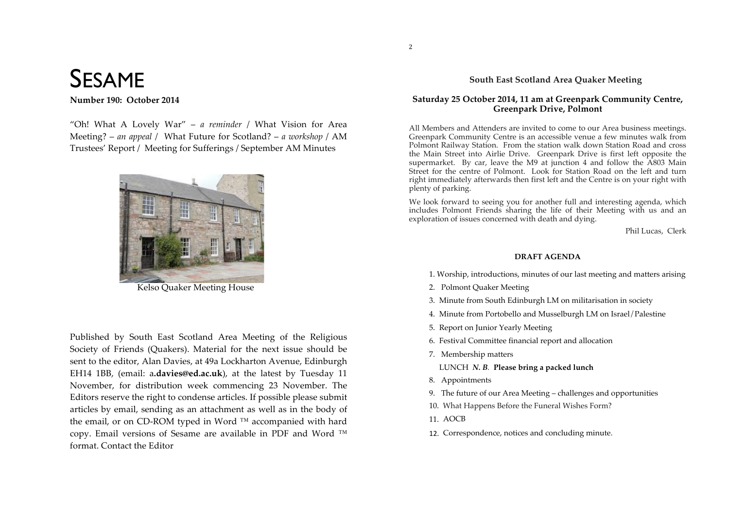# SESAME

**Number 190: October 2014**

"Oh! What A Lovely War" – *a reminder* / What Vision for Area Meeting? – *an appeal* / What Future for Scotland? – *a workshop* / AM Trustees' Report / Meeting for Sufferings / September AM Minutes

Kelso Quaker Meeting House

Published by South East Scotland Area Meeting of the Religious Society of Friends (Quakers). Material for the next issue should be sent to the editor, Alan Davies, at 49a Lockharton Avenue, Edinburgh EH14 1BB, (email: a**.davies@ed.ac.uk**), at the latest by Tuesday 11 November, for distribution week commencing 23 November. The Editors reserve the right to condense articles. If possible please submit articles by email, sending as an attachment as well as in the body of the email, or on CD-ROM typed in Word ™ accompanied with hard copy. Email versions of Sesame are available in PDF and Word ™ format. Contact the Editor

## South East Scotland Area Quaker Meeting

### Saturday 25 October 2014, 11 am at Greenpark Community Centre, Greenpark Drive, Polmont

All Members and Attenders are invited to come to our Area business meetings. Greenpark Community Centre is an accessible venue a few minutes walk from Polmont Railway Station. From the station walk down Station Road and cross the Main Street into Airlie Drive. Greenpark Drive is first left opposite the supermarket. By car, leave the M9 at junction 4 and follow the A803 Main Street for the centre of Polmont. Look for Station Road on the left and turn right immediately afterwards then first left and the Centre is on your right with plenty of parking.

We look forward to seeing you for another full and interesting agenda, which includes Polmont Friends sharing the life of their Meeting with us and an exploration of issues concerned with death and dying.

Phil Lucas, Clerk

**DRAFT AGENDA**

1. Worship, introductions, minutes of our last meeting and matters arising
2. Polmont Quaker Meeting
3. Minute from South Edinburgh LM on militarisation in society
4. Minute from Portobello and Musselburgh LM on Israel/Palestine
5. Report on Junior Yearly Meeting
6. Festival Committee financial report and allocation
7. Membership matters

   LUNCH *N. B.* **Please bring a packed lunch**

8. Appointments
9. The future of our Area Meeting – challenges and opportunities
10. What Happens Before the Funeral Wishes Form?
11. AOCB
12. Correspondence, notices and concluding minute.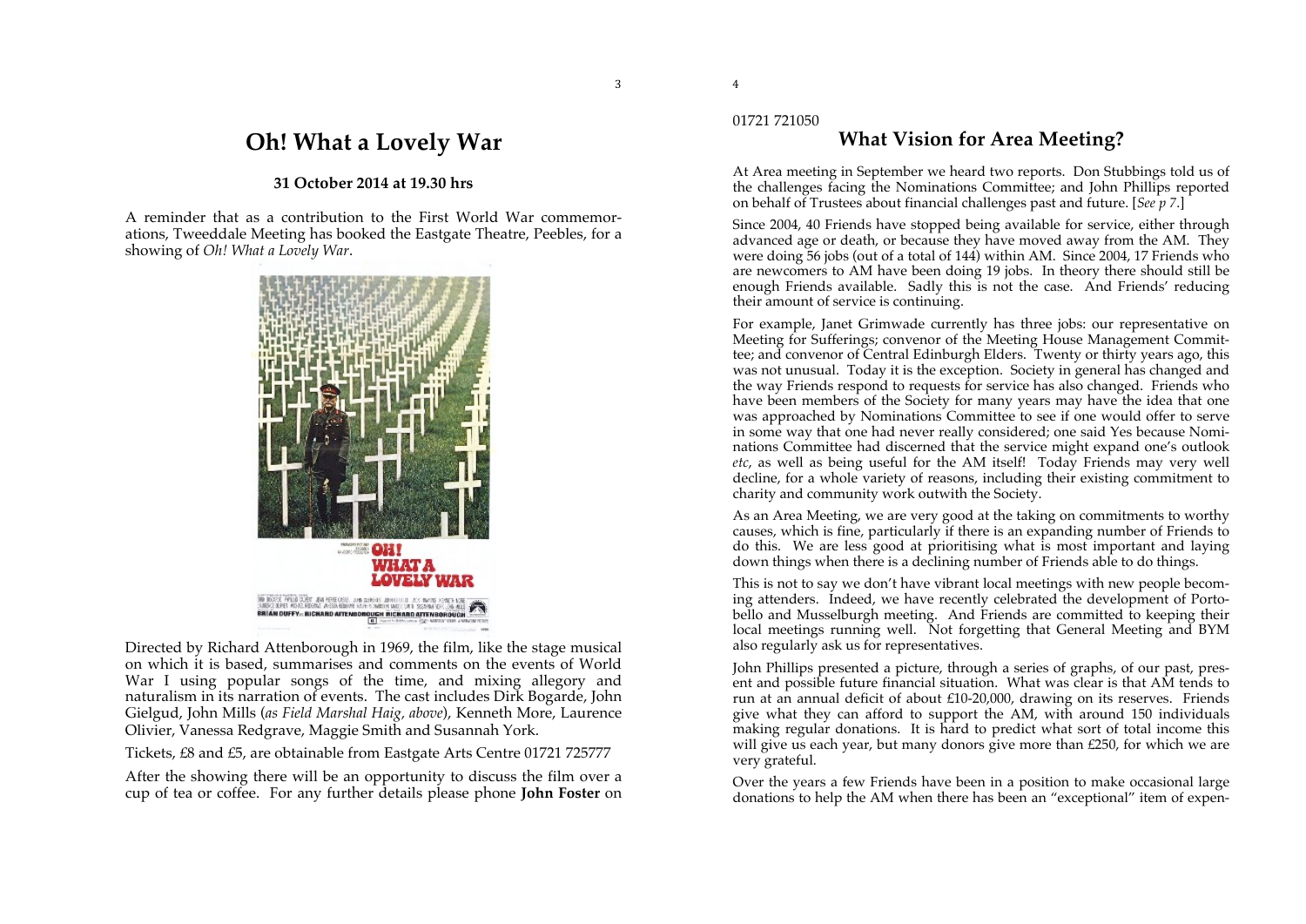# Oh! What a Lovely War

**31 October 2014 at 19.30 hrs**

A reminder that as a contribution to the First World War commemorations, Tweeddale Meeting has booked the Eastgate Theatre, Peebles, for a showing of *Oh! What a Lovely War*.

Directed by Richard Attenborough in 1969, the film, like the stage musical on which it is based, summarises and comments on the events of World War I using popular songs of the time, and mixing allegory and naturalism in its narration of events. The cast includes Dirk Bogarde, John Gielgud, John Mills (*as Field Marshal Haig, above*), Kenneth More, Laurence Olivier, Vanessa Redgrave, Maggie Smith and Susannah York.

Tickets, £8 and £5, are obtainable from Eastgate Arts Centre 01721 725777

After the showing there will be an opportunity to discuss the film over a cup of tea or coffee. For any further details please phone **John Foster** on 01721 721050

# What Vision for Area Meeting?

At Area meeting in September we heard two reports. Don Stubbings told us of the challenges facing the Nominations Committee; and John Phillips reported on behalf of Trustees about financial challenges past and future. [*See p 7*.]

Since 2004, 40 Friends have stopped being available for service, either through advanced age or death, or because they have moved away from the AM. They were doing 56 jobs (out of a total of 144) within AM. Since 2004, 17 Friends who are newcomers to AM have been doing 19 jobs. In theory there should still be enough Friends available. Sadly this is not the case. And Friends' reducing their amount of service is continuing.

For example, Janet Grimwade currently has three jobs: our representative on Meeting for Sufferings; convenor of the Meeting House Management Committee; and convenor of Central Edinburgh Elders. Twenty or thirty years ago, this was not unusual. Today it is the exception. Society in general has changed and the way Friends respond to requests for service has also changed. Friends who have been members of the Society for many years may have the idea that one was approached by Nominations Committee to see if one would offer to serve in some way that one had never really considered; one said Yes because Nominations Committee had discerned that the service might expand one's outlook *etc*, as well as being useful for the AM itself! Today Friends may very well decline, for a whole variety of reasons, including their existing commitment to charity and community work outwith the Society.

As an Area Meeting, we are very good at the taking on commitments to worthy causes, which is fine, particularly if there is an expanding number of Friends to do this. We are less good at prioritising what is most important and laying down things when there is a declining number of Friends able to do things.

This is not to say we don't have vibrant local meetings with new people becoming attenders. Indeed, we have recently celebrated the development of Portobello and Musselburgh meeting. And Friends are committed to keeping their local meetings running well. Not forgetting that General Meeting and BYM also regularly ask us for representatives.

John Phillips presented a picture, through a series of graphs, of our past, present and possible future financial situation. What was clear is that AM tends to run at an annual deficit of about £10-20,000, drawing on its reserves. Friends give what they can afford to support the AM, with around 150 individuals making regular donations. It is hard to predict what sort of total income this will give us each year, but many donors give more than £250, for which we are very grateful.

Over the years a few Friends have been in a position to make occasional large donations to help the AM when there has been an "exceptional" item of expen-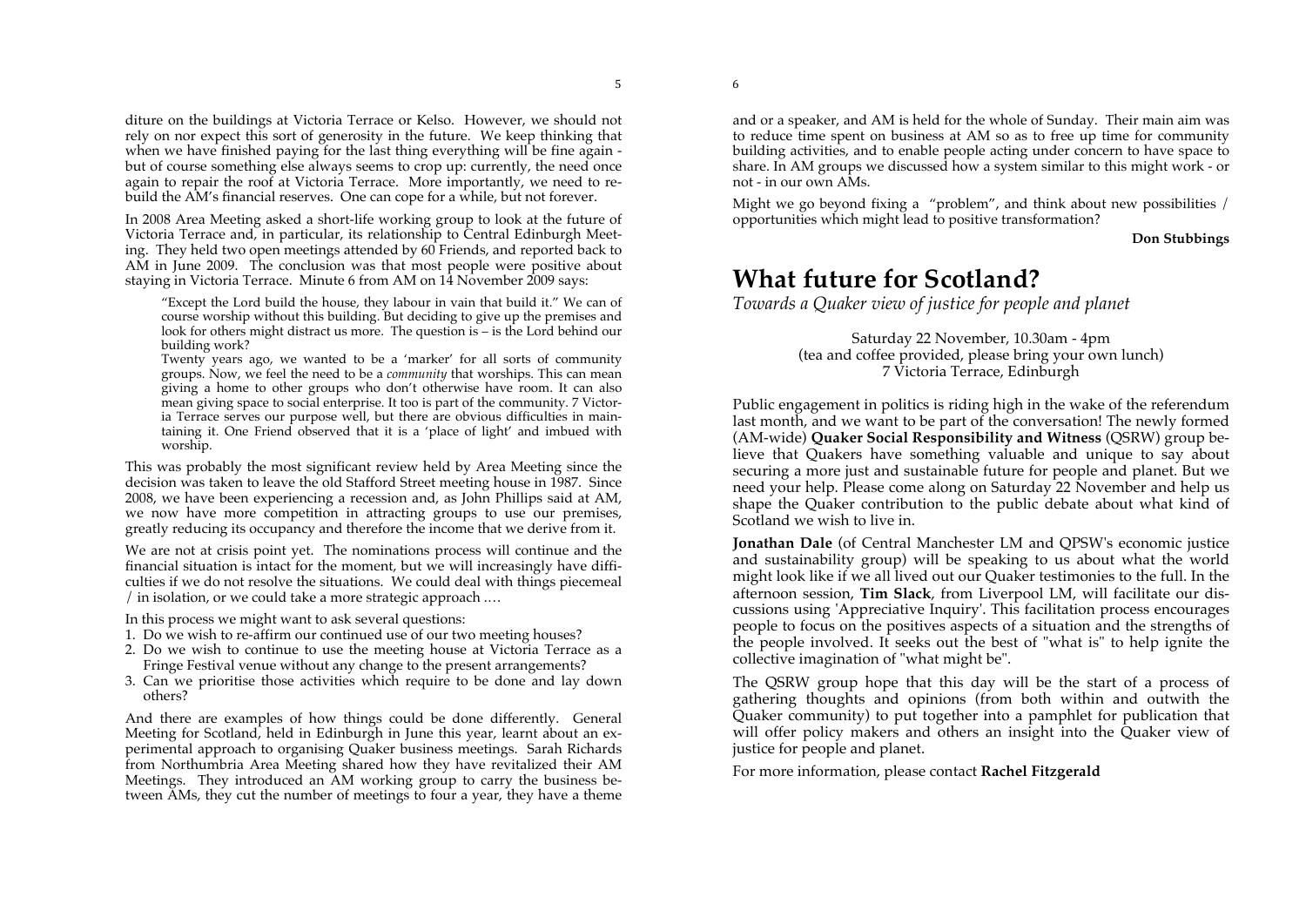diture on the buildings at Victoria Terrace or Kelso. However, we should not rely on nor expect this sort of generosity in the future. We keep thinking that when we have finished paying for the last thing everything will be fine again - but of course something else always seems to crop up: currently, the need once again to repair the roof at Victoria Terrace. More importantly, we need to rebuild the AM's financial reserves. One can cope for a while, but not forever.

In 2008 Area Meeting asked a short-life working group to look at the future of Victoria Terrace and, in particular, its relationship to Central Edinburgh Meeting. They held two open meetings attended by 60 Friends, and reported back to AM in June 2009. The conclusion was that most people were positive about staying in Victoria Terrace. Minute 6 from AM on 14 November 2009 says:

> "Except the Lord build the house, they labour in vain that build it." We can of course worship without this building. But deciding to give up the premises and look for others might distract us more. The question is – is the Lord behind our building work?
>
> Twenty years ago, we wanted to be a 'marker' for all sorts of community groups. Now, we feel the need to be a *community* that worships. This can mean giving a home to other groups who don't otherwise have room. It can also mean giving space to social enterprise. It too is part of the community. 7 Victoria Terrace serves our purpose well, but there are obvious difficulties in maintaining it. One Friend observed that it is a 'place of light' and imbued with worship.

This was probably the most significant review held by Area Meeting since the decision was taken to leave the old Stafford Street meeting house in 1987. Since 2008, we have been experiencing a recession and, as John Phillips said at AM, we now have more competition in attracting groups to use our premises, greatly reducing its occupancy and therefore the income that we derive from it.

We are not at crisis point yet. The nominations process will continue and the financial situation is intact for the moment, but we will increasingly have difficulties if we do not resolve the situations. We could deal with things piecemeal / in isolation, or we could take a more strategic approach ….

In this process we might want to ask several questions:

1. Do we wish to re-affirm our continued use of our two meeting houses?
2. Do we wish to continue to use the meeting house at Victoria Terrace as a Fringe Festival venue without any change to the present arrangements?
3. Can we prioritise those activities which require to be done and lay down others?

And there are examples of how things could be done differently. General Meeting for Scotland, held in Edinburgh in June this year, learnt about an experimental approach to organising Quaker business meetings. Sarah Richards from Northumbria Area Meeting shared how they have revitalized their AM Meetings. They introduced an AM working group to carry the business between AMs, they cut the number of meetings to four a year, they have a theme and or a speaker, and AM is held for the whole of Sunday. Their main aim was to reduce time spent on business at AM so as to free up time for community building activities, and to enable people acting under concern to have space to share. In AM groups we discussed how a system similar to this might work - or not - in our own AMs.

Might we go beyond fixing a "problem", and think about new possibilities / opportunities which might lead to positive transformation?

**Don Stubbings**

# What future for Scotland?

*Towards a Quaker view of justice for people and planet*

Saturday 22 November, 10.30am - 4pm
(tea and coffee provided, please bring your own lunch)
7 Victoria Terrace, Edinburgh

Public engagement in politics is riding high in the wake of the referendum last month, and we want to be part of the conversation! The newly formed (AM-wide) **Quaker Social Responsibility and Witness** (QSRW) group believe that Quakers have something valuable and unique to say about securing a more just and sustainable future for people and planet. But we need your help. Please come along on Saturday 22 November and help us shape the Quaker contribution to the public debate about what kind of Scotland we wish to live in.

**Jonathan Dale** (of Central Manchester LM and QPSW's economic justice and sustainability group) will be speaking to us about what the world might look like if we all lived out our Quaker testimonies to the full. In the afternoon session, **Tim Slack**, from Liverpool LM, will facilitate our discussions using 'Appreciative Inquiry'. This facilitation process encourages people to focus on the positives aspects of a situation and the strengths of the people involved. It seeks out the best of "what is" to help ignite the collective imagination of "what might be".

The QSRW group hope that this day will be the start of a process of gathering thoughts and opinions (from both within and outwith the Quaker community) to put together into a pamphlet for publication that will offer policy makers and others an insight into the Quaker view of justice for people and planet.

For more information, please contact **Rachel Fitzgerald**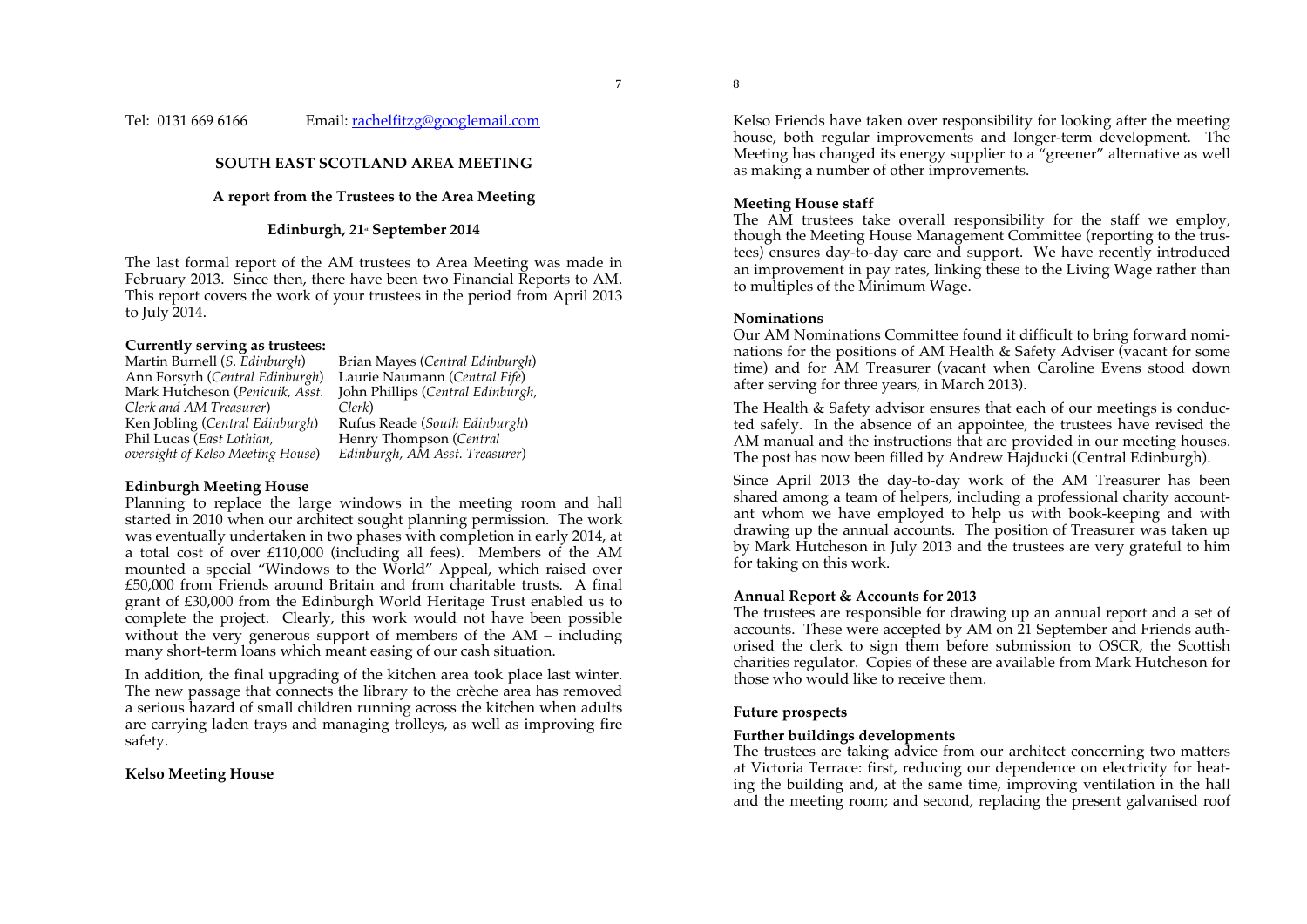Tel: 0131 669 6166 Email: [rachelfitzg@googlemail.com](mailto:rachelfitzg@googlemail.com)

## SOUTH EAST SCOTLAND AREA MEETING

### A report from the Trustees to the Area Meeting

### Edinburgh, 21st September 2014

The last formal report of the AM trustees to Area Meeting was made in February 2013. Since then, there have been two Financial Reports to AM. This report covers the work of your trustees in the period from April 2013 to July 2014.

**Currently serving as trustees:**

| | |
|---|---|
| Martin Burnell (*S. Edinburgh*) | Brian Mayes (*Central Edinburgh*) |
| Ann Forsyth (*Central Edinburgh*) | Laurie Naumann (*Central Fife*) |
| Mark Hutcheson (*Penicuik, Asst. Clerk and AM Treasurer*) | John Phillips (*Central Edinburgh, Clerk*) |
| Ken Jobling (*Central Edinburgh*) | Rufus Reade (*South Edinburgh*) |
| Phil Lucas (*East Lothian, oversight of Kelso Meeting House*) | Henry Thompson (*Central Edinburgh, AM Asst. Treasurer*) |

**Edinburgh Meeting House**

Planning to replace the large windows in the meeting room and hall started in 2010 when our architect sought planning permission. The work was eventually undertaken in two phases with completion in early 2014, at a total cost of over £110,000 (including all fees). Members of the AM mounted a special "Windows to the World" Appeal, which raised over £50,000 from Friends around Britain and from charitable trusts. A final grant of £30,000 from the Edinburgh World Heritage Trust enabled us to complete the project. Clearly, this work would not have been possible without the very generous support of members of the AM – including many short-term loans which meant easing of our cash situation.

In addition, the final upgrading of the kitchen area took place last winter. The new passage that connects the library to the crèche area has removed a serious hazard of small children running across the kitchen when adults are carrying laden trays and managing trolleys, as well as improving fire safety.

**Kelso Meeting House**

Kelso Friends have taken over responsibility for looking after the meeting house, both regular improvements and longer-term development. The Meeting has changed its energy supplier to a "greener" alternative as well as making a number of other improvements.

**Meeting House staff**

The AM trustees take overall responsibility for the staff we employ, though the Meeting House Management Committee (reporting to the trustees) ensures day-to-day care and support. We have recently introduced an improvement in pay rates, linking these to the Living Wage rather than to multiples of the Minimum Wage.

**Nominations**

Our AM Nominations Committee found it difficult to bring forward nominations for the positions of AM Health & Safety Adviser (vacant for some time) and for AM Treasurer (vacant when Caroline Evens stood down after serving for three years, in March 2013).

The Health & Safety advisor ensures that each of our meetings is conducted safely. In the absence of an appointee, the trustees have revised the AM manual and the instructions that are provided in our meeting houses. The post has now been filled by Andrew Hajducki (Central Edinburgh).

Since April 2013 the day-to-day work of the AM Treasurer has been shared among a team of helpers, including a professional charity accountant whom we have employed to help us with book-keeping and with drawing up the annual accounts. The position of Treasurer was taken up by Mark Hutcheson in July 2013 and the trustees are very grateful to him for taking on this work.

**Annual Report & Accounts for 2013**

The trustees are responsible for drawing up an annual report and a set of accounts. These were accepted by AM on 21 September and Friends authorised the clerk to sign them before submission to OSCR, the Scottish charities regulator. Copies of these are available from Mark Hutcheson for those who would like to receive them.

**Future prospects**

**Further buildings developments**

The trustees are taking advice from our architect concerning two matters at Victoria Terrace: first, reducing our dependence on electricity for heating the building and, at the same time, improving ventilation in the hall and the meeting room; and second, replacing the present galvanised roof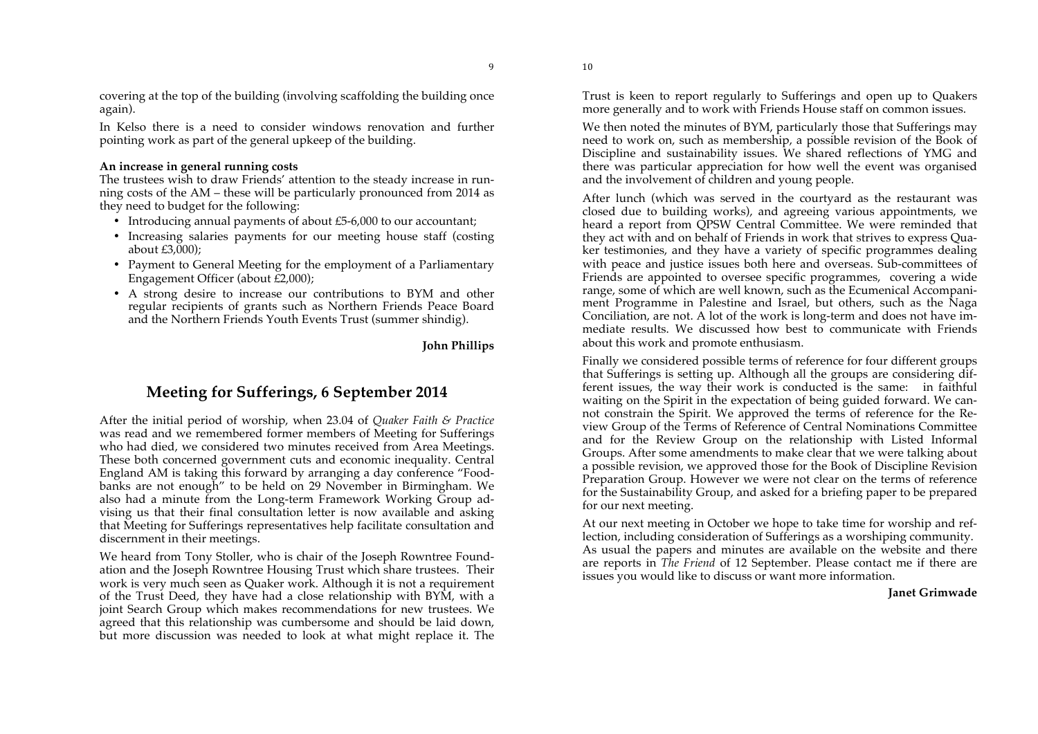covering at the top of the building (involving scaffolding the building once again).

In Kelso there is a need to consider windows renovation and further pointing work as part of the general upkeep of the building.

**An increase in general running costs**

The trustees wish to draw Friends' attention to the steady increase in running costs of the AM – these will be particularly pronounced from 2014 as they need to budget for the following:

- Introducing annual payments of about £5-6,000 to our accountant;
- Increasing salaries payments for our meeting house staff (costing about £3,000);
- Payment to General Meeting for the employment of a Parliamentary Engagement Officer (about £2,000);
- A strong desire to increase our contributions to BYM and other regular recipients of grants such as Northern Friends Peace Board and the Northern Friends Youth Events Trust (summer shindig).

**John Phillips**

## Meeting for Sufferings, 6 September 2014

After the initial period of worship, when 23.04 of *Quaker Faith & Practice* was read and we remembered former members of Meeting for Sufferings who had died, we considered two minutes received from Area Meetings. These both concerned government cuts and economic inequality. Central England AM is taking this forward by arranging a day conference "Foodbanks are not enough" to be held on 29 November in Birmingham. We also had a minute from the Long-term Framework Working Group advising us that their final consultation letter is now available and asking that Meeting for Sufferings representatives help facilitate consultation and discernment in their meetings.

We heard from Tony Stoller, who is chair of the Joseph Rowntree Foundation and the Joseph Rowntree Housing Trust which share trustees. Their work is very much seen as Quaker work. Although it is not a requirement of the Trust Deed, they have had a close relationship with BYM, with a joint Search Group which makes recommendations for new trustees. We agreed that this relationship was cumbersome and should be laid down, but more discussion was needed to look at what might replace it. The Trust is keen to report regularly to Sufferings and open up to Quakers more generally and to work with Friends House staff on common issues.

We then noted the minutes of BYM, particularly those that Sufferings may need to work on, such as membership, a possible revision of the Book of Discipline and sustainability issues. We shared reflections of YMG and there was particular appreciation for how well the event was organised and the involvement of children and young people.

After lunch (which was served in the courtyard as the restaurant was closed due to building works), and agreeing various appointments, we heard a report from QPSW Central Committee. We were reminded that they act with and on behalf of Friends in work that strives to express Quaker testimonies, and they have a variety of specific programmes dealing with peace and justice issues both here and overseas. Sub-committees of Friends are appointed to oversee specific programmes, covering a wide range, some of which are well known, such as the Ecumenical Accompaniment Programme in Palestine and Israel, but others, such as the Naga Conciliation, are not. A lot of the work is long-term and does not have immediate results. We discussed how best to communicate with Friends about this work and promote enthusiasm.

Finally we considered possible terms of reference for four different groups that Sufferings is setting up. Although all the groups are considering different issues, the way their work is conducted is the same: in faithful waiting on the Spirit in the expectation of being guided forward. We cannot constrain the Spirit. We approved the terms of reference for the Review Group of the Terms of Reference of Central Nominations Committee and for the Review Group on the relationship with Listed Informal Groups. After some amendments to make clear that we were talking about a possible revision, we approved those for the Book of Discipline Revision Preparation Group. However we were not clear on the terms of reference for the Sustainability Group, and asked for a briefing paper to be prepared for our next meeting.

At our next meeting in October we hope to take time for worship and reflection, including consideration of Sufferings as a worshiping community. As usual the papers and minutes are available on the website and there are reports in *The Friend* of 12 September. Please contact me if there are issues you would like to discuss or want more information.

**Janet Grimwade**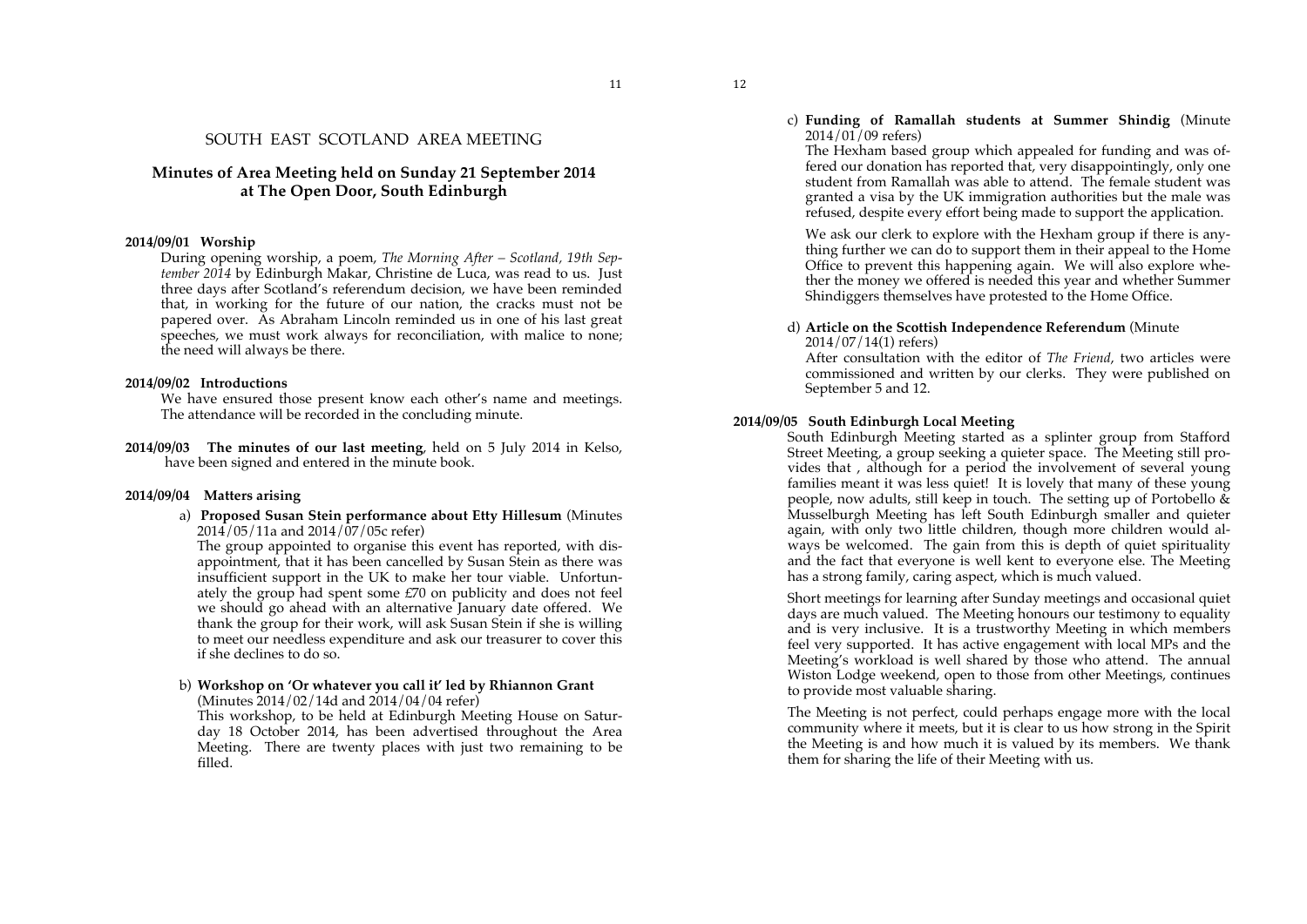# SOUTH EAST SCOTLAND AREA MEETING

## Minutes of Area Meeting held on Sunday 21 September 2014 at The Open Door, South Edinburgh

**2014/09/01 Worship**

During opening worship, a poem, *The Morning After – Scotland, 19th September 2014* by Edinburgh Makar, Christine de Luca, was read to us. Just three days after Scotland's referendum decision, we have been reminded that, in working for the future of our nation, the cracks must not be papered over. As Abraham Lincoln reminded us in one of his last great speeches, we must work always for reconciliation, with malice to none; the need will always be there.

**2014/09/02 Introductions**

We have ensured those present know each other's name and meetings. The attendance will be recorded in the concluding minute.

**2014/09/03 The minutes of our last meeting**, held on 5 July 2014 in Kelso, have been signed and entered in the minute book.

**2014/09/04 Matters arising**

a) **Proposed Susan Stein performance about Etty Hillesum** (Minutes 2014/05/11a and 2014/07/05c refer)

The group appointed to organise this event has reported, with disappointment, that it has been cancelled by Susan Stein as there was insufficient support in the UK to make her tour viable. Unfortunately the group had spent some £70 on publicity and does not feel we should go ahead with an alternative January date offered. We thank the group for their work, will ask Susan Stein if she is willing to meet our needless expenditure and ask our treasurer to cover this if she declines to do so.

b) **Workshop on 'Or whatever you call it' led by Rhiannon Grant** (Minutes 2014/02/14d and 2014/04/04 refer)

This workshop, to be held at Edinburgh Meeting House on Saturday 18 October 2014, has been advertised throughout the Area Meeting. There are twenty places with just two remaining to be filled.

c) **Funding of Ramallah students at Summer Shindig** (Minute 2014/01/09 refers)

The Hexham based group which appealed for funding and was offered our donation has reported that, very disappointingly, only one student from Ramallah was able to attend. The female student was granted a visa by the UK immigration authorities but the male was refused, despite every effort being made to support the application.

We ask our clerk to explore with the Hexham group if there is anything further we can do to support them in their appeal to the Home Office to prevent this happening again. We will also explore whether the money we offered is needed this year and whether Summer Shindiggers themselves have protested to the Home Office.

d) **Article on the Scottish Independence Referendum** (Minute 2014/07/14(1) refers)

After consultation with the editor of *The Friend*, two articles were commissioned and written by our clerks. They were published on September 5 and 12.

**2014/09/05 South Edinburgh Local Meeting**

South Edinburgh Meeting started as a splinter group from Stafford Street Meeting, a group seeking a quieter space. The Meeting still provides that , although for a period the involvement of several young families meant it was less quiet! It is lovely that many of these young people, now adults, still keep in touch. The setting up of Portobello & Musselburgh Meeting has left South Edinburgh smaller and quieter again, with only two little children, though more children would always be welcomed. The gain from this is depth of quiet spirituality and the fact that everyone is well kent to everyone else. The Meeting has a strong family, caring aspect, which is much valued.

Short meetings for learning after Sunday meetings and occasional quiet days are much valued. The Meeting honours our testimony to equality and is very inclusive. It is a trustworthy Meeting in which members feel very supported. It has active engagement with local MPs and the Meeting's workload is well shared by those who attend. The annual Wiston Lodge weekend, open to those from other Meetings, continues to provide most valuable sharing.

The Meeting is not perfect, could perhaps engage more with the local community where it meets, but it is clear to us how strong in the Spirit the Meeting is and how much it is valued by its members. We thank them for sharing the life of their Meeting with us.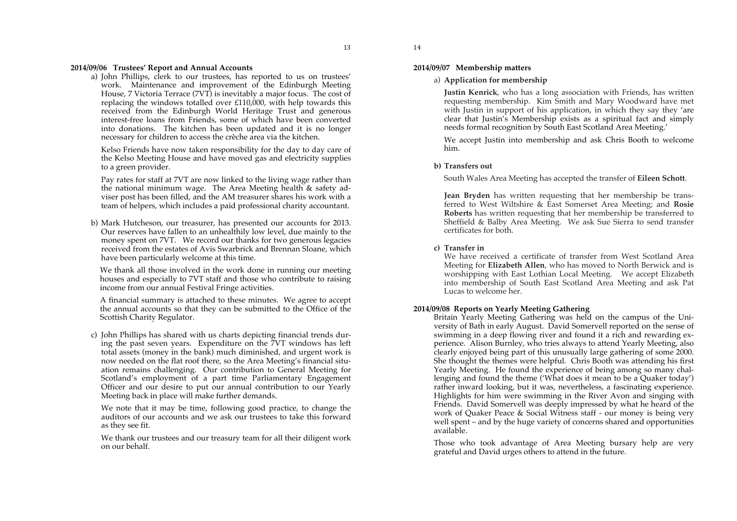**2014/09/06 Trustees' Report and Annual Accounts**

a) John Phillips, clerk to our trustees, has reported to us on trustees' work. Maintenance and improvement of the Edinburgh Meeting House, 7 Victoria Terrace (7VT) is inevitably a major focus. The cost of replacing the windows totalled over £110,000, with help towards this received from the Edinburgh World Heritage Trust and generous interest-free loans from Friends, some of which have been converted into donations. The kitchen has been updated and it is no longer necessary for children to access the crèche area via the kitchen.

Kelso Friends have now taken responsibility for the day to day care of the Kelso Meeting House and have moved gas and electricity supplies to a green provider.

Pay rates for staff at 7VT are now linked to the living wage rather than the national minimum wage. The Area Meeting health & safety adviser post has been filled, and the AM treasurer shares his work with a team of helpers, which includes a paid professional charity accountant.

b) Mark Hutcheson, our treasurer, has presented our accounts for 2013. Our reserves have fallen to an unhealthily low level, due mainly to the money spent on 7VT. We record our thanks for two generous legacies received from the estates of Avis Swarbrick and Brennan Sloane, which have been particularly welcome at this time.

We thank all those involved in the work done in running our meeting houses and especially to 7VT staff and those who contribute to raising income from our annual Festival Fringe activities.

A financial summary is attached to these minutes. We agree to accept the annual accounts so that they can be submitted to the Office of the Scottish Charity Regulator.

c) John Phillips has shared with us charts depicting financial trends during the past seven years. Expenditure on the 7VT windows has left total assets (money in the bank) much diminished, and urgent work is now needed on the flat roof there, so the Area Meeting's financial situation remains challenging. Our contribution to General Meeting for Scotland's employment of a part time Parliamentary Engagement Officer and our desire to put our annual contribution to our Yearly Meeting back in place will make further demands.

We note that it may be time, following good practice, to change the auditors of our accounts and we ask our trustees to take this forward as they see fit.

We thank our trustees and our treasury team for all their diligent work on our behalf.

**2014/09/07 Membership matters**

a) **Application for membership**

**Justin Kenrick**, who has a long association with Friends, has written requesting membership. Kim Smith and Mary Woodward have met with Justin in support of his application, in which they say they 'are clear that Justin's Membership exists as a spiritual fact and simply needs formal recognition by South East Scotland Area Meeting.'

We accept Justin into membership and ask Chris Booth to welcome him.

**b) Transfers out**

South Wales Area Meeting has accepted the transfer of **Eileen Schott**.

**Jean Bryden** has written requesting that her membership be transferred to West Wiltshire & East Somerset Area Meeting; and **Rosie Roberts** has written requesting that her membership be transferred to Sheffield & Balby Area Meeting. We ask Sue Sierra to send transfer certificates for both.

**c) Transfer in**

We have received a certificate of transfer from West Scotland Area Meeting for **Elizabeth Allen**, who has moved to North Berwick and is worshipping with East Lothian Local Meeting. We accept Elizabeth into membership of South East Scotland Area Meeting and ask Pat Lucas to welcome her.

**2014/09/08 Reports on Yearly Meeting Gathering**

Britain Yearly Meeting Gathering was held on the campus of the University of Bath in early August. David Somervell reported on the sense of swimming in a deep flowing river and found it a rich and rewarding experience. Alison Burnley, who tries always to attend Yearly Meeting, also clearly enjoyed being part of this unusually large gathering of some 2000. She thought the themes were helpful. Chris Booth was attending his first Yearly Meeting. He found the experience of being among so many challenging and found the theme ('What does it mean to be a Quaker today') rather inward looking, but it was, nevertheless, a fascinating experience. Highlights for him were swimming in the River Avon and singing with Friends. David Somervell was deeply impressed by what he heard of the work of Quaker Peace & Social Witness staff - our money is being very well spent – and by the huge variety of concerns shared and opportunities available.

Those who took advantage of Area Meeting bursary help are very grateful and David urges others to attend in the future.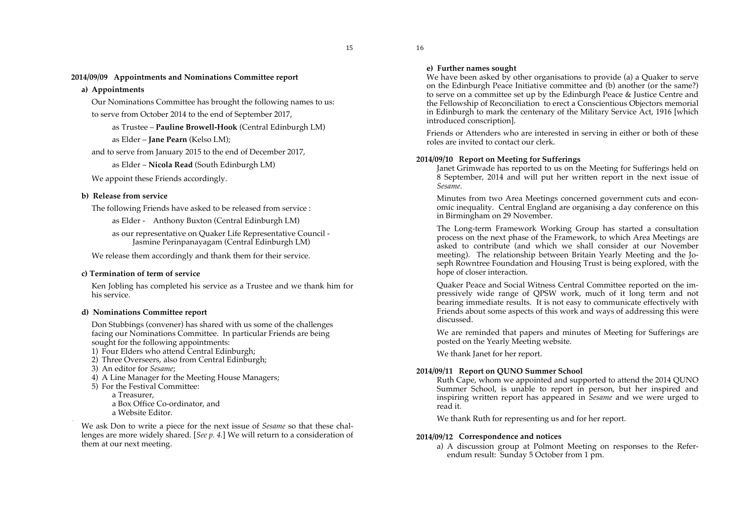### 2014/09/09 Appointments and Nominations Committee report

**a) Appointments**

Our Nominations Committee has brought the following names to us:

to serve from October 2014 to the end of September 2017,

as Trustee – **Pauline Browell-Hook** (Central Edinburgh LM)

as Elder – **Jane Pearn** (Kelso LM);

and to serve from January 2015 to the end of December 2017,

as Elder – **Nicola Read** (South Edinburgh LM)

We appoint these Friends accordingly.

**b) Release from service**

The following Friends have asked to be released from service :

as Elder - Anthony Buxton (Central Edinburgh LM)

as our representative on Quaker Life Representative Council - Jasmine Perinpanayagam (Central Edinburgh LM)

We release them accordingly and thank them for their service.

**c) Termination of term of service**

Ken Jobling has completed his service as a Trustee and we thank him for his service.

**d) Nominations Committee report**

Don Stubbings (convener) has shared with us some of the challenges facing our Nominations Committee. In particular Friends are being sought for the following appointments:

1) Four Elders who attend Central Edinburgh;
2) Three Overseers, also from Central Edinburgh;
3) An editor for *Sesame*;
4) A Line Manager for the Meeting House Managers;
5) For the Festival Committee:
   - a Treasurer,
   - a Box Office Co-ordinator, and
   - a Website Editor.

We ask Don to write a piece for the next issue of *Sesame* so that these challenges are more widely shared. [*See p. 4.*] We will return to a consideration of them at our next meeting.

**e) Further names sought**

We have been asked by other organisations to provide (a) a Quaker to serve on the Edinburgh Peace Initiative committee and (b) another (or the same?) to serve on a committee set up by the Edinburgh Peace & Justice Centre and the Fellowship of Reconciliation to erect a Conscientious Objectors memorial in Edinburgh to mark the centenary of the Military Service Act, 1916 [which introduced conscription].

Friends or Attenders who are interested in serving in either or both of these roles are invited to contact our clerk.

### 2014/09/10 Report on Meeting for Sufferings

Janet Grimwade has reported to us on the Meeting for Sufferings held on 8 September, 2014 and will put her written report in the next issue of *Sesame.*

Minutes from two Area Meetings concerned government cuts and economic inequality. Central England are organising a day conference on this in Birmingham on 29 November.

The Long-term Framework Working Group has started a consultation process on the next phase of the Framework, to which Area Meetings are asked to contribute (and which we shall consider at our November meeting). The relationship between Britain Yearly Meeting and the Joseph Rowntree Foundation and Housing Trust is being explored, with the hope of closer interaction.

Quaker Peace and Social Witness Central Committee reported on the impressively wide range of QPSW work, much of it long term and not bearing immediate results. It is not easy to communicate effectively with Friends about some aspects of this work and ways of addressing this were discussed.

We are reminded that papers and minutes of Meeting for Sufferings are posted on the Yearly Meeting website.

We thank Janet for her report.

### 2014/09/11 Report on QUNO Summer School

Ruth Cape, whom we appointed and supported to attend the 2014 QUNO Summer School, is unable to report in person, but her inspired and inspiring written report has appeared in *Sesame* and we were urged to read it.

We thank Ruth for representing us and for her report.

### 2014/09/12 Correspondence and notices

a) A discussion group at Polmont Meeting on responses to the Referendum result: Sunday 5 October from 1 pm.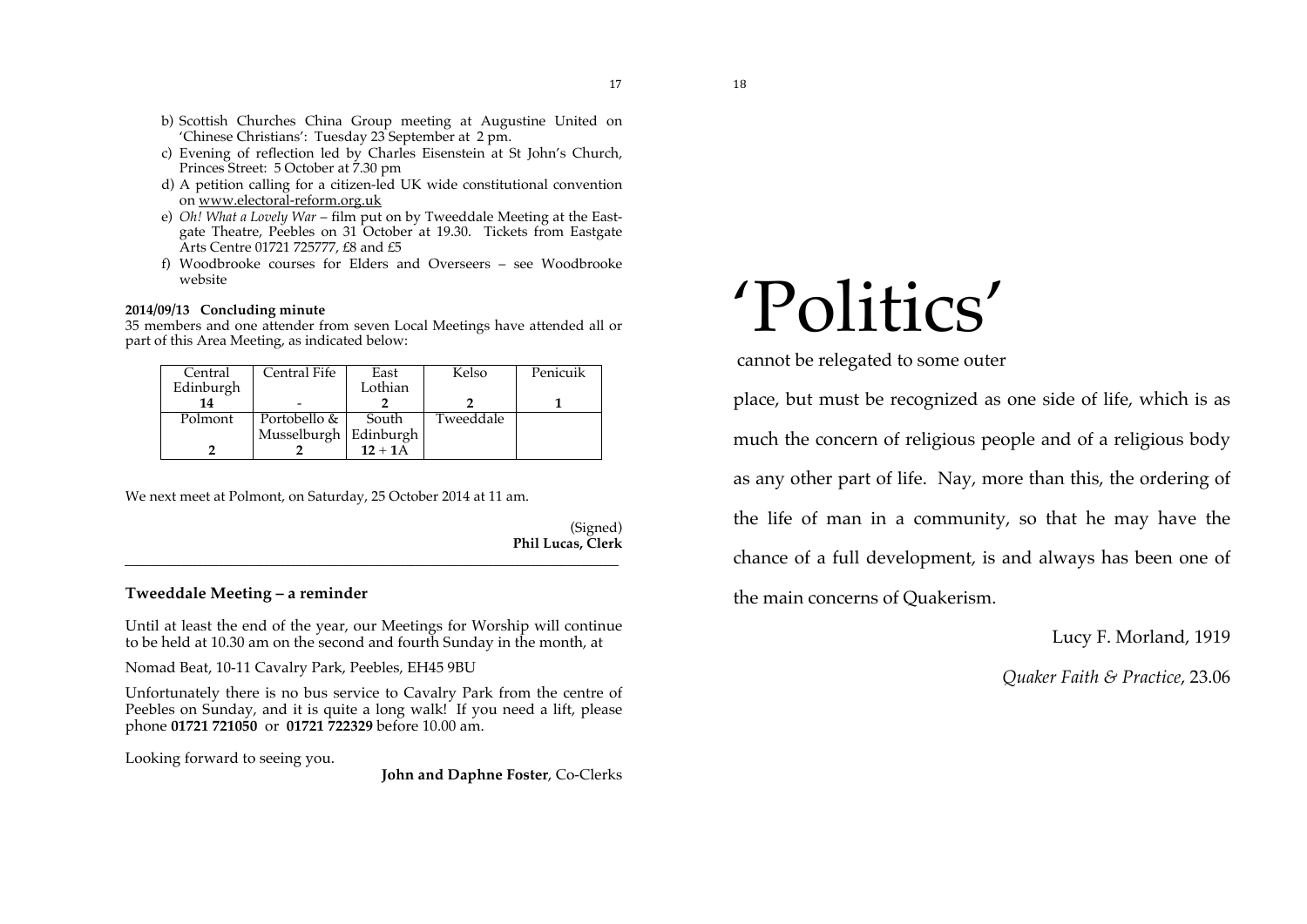b) Scottish Churches China Group meeting at Augustine United on 'Chinese Christians': Tuesday 23 September at 2 pm.
c) Evening of reflection led by Charles Eisenstein at St John's Church, Princes Street: 5 October at 7.30 pm
d) A petition calling for a citizen-led UK wide constitutional convention on www.electoral-reform.org.uk
e) *Oh! What a Lovely War* – film put on by Tweeddale Meeting at the Eastgate Theatre, Peebles on 31 October at 19.30. Tickets from Eastgate Arts Centre 01721 725777, £8 and £5
f) Woodbrooke courses for Elders and Overseers – see Woodbrooke website

**2014/09/13 Concluding minute**
35 members and one attender from seven Local Meetings have attended all or part of this Area Meeting, as indicated below:

| Central Edinburgh | Central Fife | East Lothian | Kelso | Penicuik |
|---|---|---|---|---|
| **14** | - | **2** | **2** | **1** |
| Polmont | Portobello & Musselburgh | South Edinburgh | Tweeddale | |
| **2** | **2** | **12** + **1**A | | |

We next meet at Polmont, on Saturday, 25 October 2014 at 11 am.

(Signed)
**Phil Lucas, Clerk**

---

### Tweeddale Meeting – a reminder

Until at least the end of the year, our Meetings for Worship will continue to be held at 10.30 am on the second and fourth Sunday in the month, at

Nomad Beat, 10-11 Cavalry Park, Peebles, EH45 9BU

Unfortunately there is no bus service to Cavalry Park from the centre of Peebles on Sunday, and it is quite a long walk! If you need a lift, please phone **01721 721050** or **01721 722329** before 10.00 am.

Looking forward to seeing you.

**John and Daphne Foster**, Co-Clerks

# 'Politics'

cannot be relegated to some outer place, but must be recognized as one side of life, which is as much the concern of religious people and of a religious body as any other part of life. Nay, more than this, the ordering of the life of man in a community, so that he may have the chance of a full development, is and always has been one of the main concerns of Quakerism.

Lucy F. Morland, 1919

*Quaker Faith & Practice*, 23.06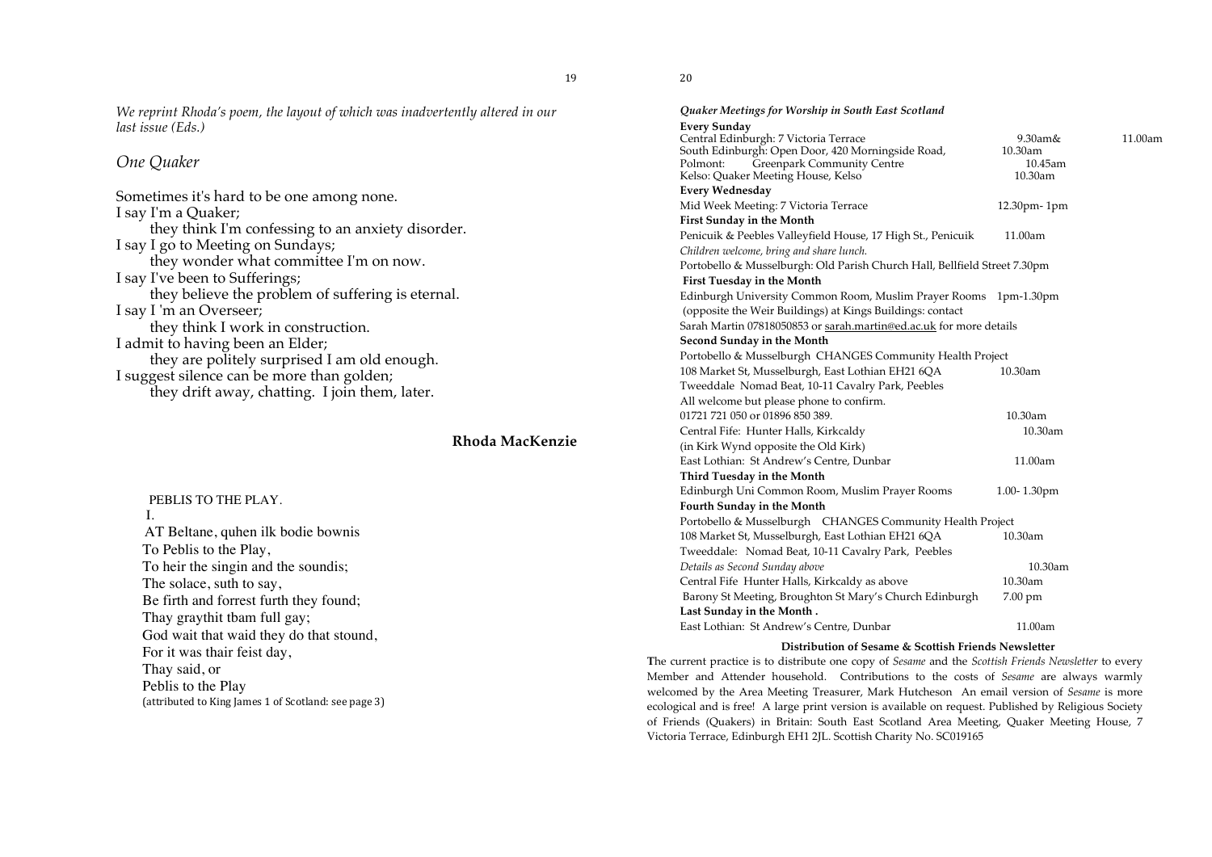*We reprint Rhoda's poem, the layout of which was inadvertently altered in our last issue (Eds.)*

## *One Quaker*

Sometimes it's hard to be one among none.
I say I'm a Quaker;
    they think I'm confessing to an anxiety disorder.
I say I go to Meeting on Sundays;
    they wonder what committee I'm on now.
I say I've been to Sufferings;
    they believe the problem of suffering is eternal.
I say I 'm an Overseer;
    they think I work in construction.
I admit to having been an Elder;
    they are politely surprised I am old enough.
I suggest silence can be more than golden;
    they drift away, chatting. I join them, later.

**Rhoda MacKenzie**

PEBLIS TO THE PLAY.

I.

AT Beltane, quhen ilk bodie bownis
To Peblis to the Play,
To heir the singin and the soundis;
The solace, suth to say,
Be firth and forrest furth they found;
Thay graythit tbam full gay;
God wait that waid they do that stound,
For it was thair feist day,
Thay said, or
Peblis to the Play
(attributed to King James 1 of Scotland: see page 3)

***Quaker Meetings for Worship in South East Scotland***

| | |
|---|---|
| **Every Sunday** | |
| Central Edinburgh: 7 Victoria Terrace | 9.30am& 11.00am |
| South Edinburgh: Open Door, 420 Morningside Road, | 10.30am |
| Polmont: Greenpark Community Centre | 10.45am |
| Kelso: Quaker Meeting House, Kelso | 10.30am |
| **Every Wednesday** | |
| Mid Week Meeting: 7 Victoria Terrace | 12.30pm- 1pm |
| **First Sunday in the Month** | |
| Penicuik & Peebles Valleyfield House, 17 High St., Penicuik | 11.00am |
| *Children welcome, bring and share lunch.* | |
| Portobello & Musselburgh: Old Parish Church Hall, Bellfield Street | 7.30pm |
| **First Tuesday in the Month** | |
| Edinburgh University Common Room, Muslim Prayer Rooms (opposite the Weir Buildings) at Kings Buildings: contact Sarah Martin 07818050853 or sarah.martin@ed.ac.uk for more details | 1pm-1.30pm |
| **Second Sunday in the Month** | |
| Portobello & Musselburgh CHANGES Community Health Project 108 Market St, Musselburgh, East Lothian EH21 6QA | 10.30am |
| Tweeddale Nomad Beat, 10-11 Cavalry Park, Peebles All welcome but please phone to confirm. 01721 721 050 or 01896 850 389. | 10.30am |
| Central Fife: Hunter Halls, Kirkcaldy (in Kirk Wynd opposite the Old Kirk) | 10.30am |
| East Lothian: St Andrew's Centre, Dunbar | 11.00am |
| **Third Tuesday in the Month** | |
| Edinburgh Uni Common Room, Muslim Prayer Rooms | 1.00- 1.30pm |
| **Fourth Sunday in the Month** | |
| Portobello & Musselburgh CHANGES Community Health Project 108 Market St, Musselburgh, East Lothian EH21 6QA | 10.30am |
| Tweeddale: Nomad Beat, 10-11 Cavalry Park, Peebles *Details as Second Sunday above* | 10.30am |
| Central Fife Hunter Halls, Kirkcaldy as above | 10.30am |
| Barony St Meeting, Broughton St Mary's Church Edinburgh | 7.00 pm |
| **Last Sunday in the Month .** | |
| East Lothian: St Andrew's Centre, Dunbar | 11.00am |

**Distribution of Sesame & Scottish Friends Newsletter**

The current practice is to distribute one copy of *Sesame* and the *Scottish Friends Newsletter* to every Member and Attender household. Contributions to the costs of *Sesame* are always warmly welcomed by the Area Meeting Treasurer, Mark Hutcheson An email version of *Sesame* is more ecological and is free! A large print version is available on request. Published by Religious Society of Friends (Quakers) in Britain: South East Scotland Area Meeting, Quaker Meeting House, 7 Victoria Terrace, Edinburgh EH1 2JL. Scottish Charity No. SC019165